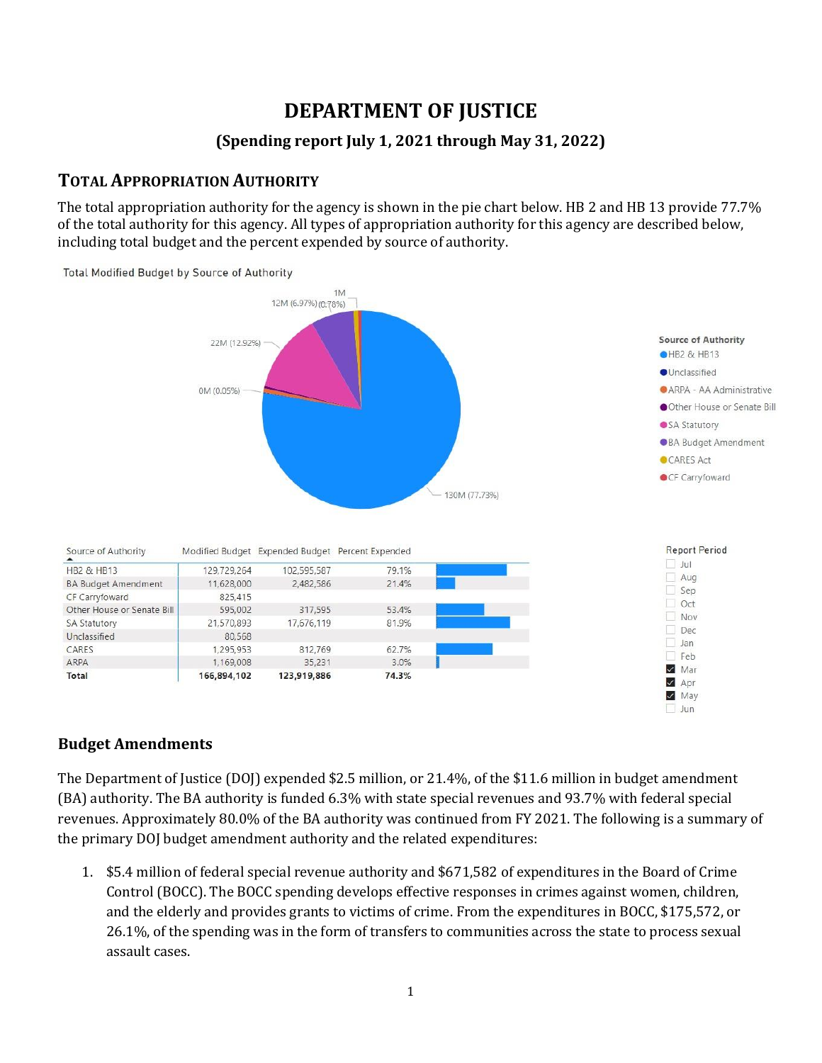# DEPARTMENT OF JUSTICE

## (Spending report July 1, 2021 through May 31, 2022)

## TOTAL APPROPRIATION AUTHORITY

The total appropriation authority for the agency is shown in the pie chart below. HB 2 and HB 13 provide 77.7% of the total authority for this agency. All types of appropriation authority for this agency are described below, including total budget and the percent expended by source of authority.

Total Modified Budget by Source of Authority

| Source of Authority | Modified Budget | Expended Budget | Percent Expended |
|---|---|---|---|
| HB2 & HB13 | 129,729,264 | 102,595,587 | 79.1% |
| BA Budget Amendment | 11,628,000 | 2,482,586 | 21.4% |
| CF Carryfoward | 825,415 | | |
| Other House or Senate Bill | 595,002 | 317,595 | 53.4% |
| SA Statutory | 21,570,893 | 17,676,119 | 81.9% |
| Unclassified | 80,568 | | |
| CARES | 1,295,953 | 812,769 | 62.7% |
| ARPA | 1,169,008 | 35,231 | 3.0% |
| **Total** | **166,894,102** | **123,919,886** | **74.3%** |

## Budget Amendments

The Department of Justice (DOJ) expended $2.5 million, or 21.4%, of the $11.6 million in budget amendment (BA) authority. The BA authority is funded 6.3% with state special revenues and 93.7% with federal special revenues. Approximately 80.0% of the BA authority was continued from FY 2021. The following is a summary of the primary DOJ budget amendment authority and the related expenditures:

1. $5.4 million of federal special revenue authority and $671,582 of expenditures in the Board of Crime Control (BOCC). The BOCC spending develops effective responses in crimes against women, children, and the elderly and provides grants to victims of crime. From the expenditures in BOCC, $175,572, or 26.1%, of the spending was in the form of transfers to communities across the state to process sexual assault cases.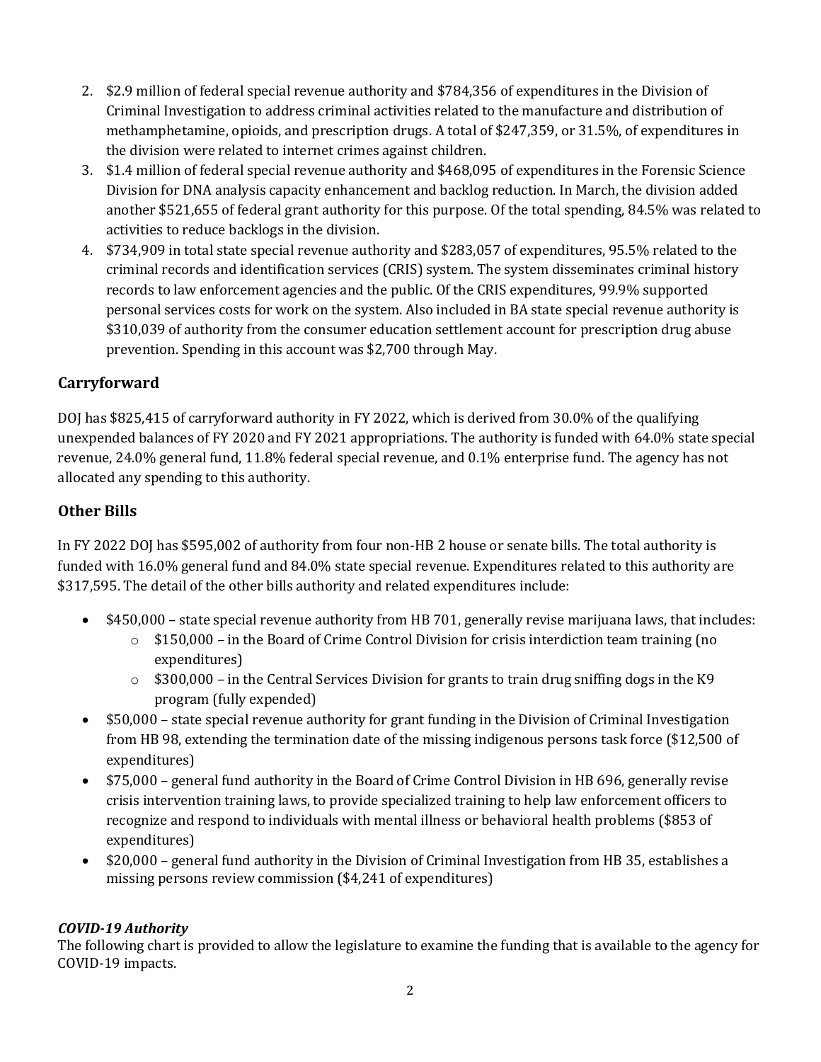2. $2.9 million of federal special revenue authority and $784,356 of expenditures in the Division of Criminal Investigation to address criminal activities related to the manufacture and distribution of methamphetamine, opioids, and prescription drugs. A total of $247,359, or 31.5%, of expenditures in the division were related to internet crimes against children.
3. $1.4 million of federal special revenue authority and $468,095 of expenditures in the Forensic Science Division for DNA analysis capacity enhancement and backlog reduction. In March, the division added another $521,655 of federal grant authority for this purpose. Of the total spending, 84.5% was related to activities to reduce backlogs in the division.
4. $734,909 in total state special revenue authority and $283,057 of expenditures, 95.5% related to the criminal records and identification services (CRIS) system. The system disseminates criminal history records to law enforcement agencies and the public. Of the CRIS expenditures, 99.9% supported personal services costs for work on the system. Also included in BA state special revenue authority is $310,039 of authority from the consumer education settlement account for prescription drug abuse prevention. Spending in this account was $2,700 through May.

## Carryforward

DOJ has $825,415 of carryforward authority in FY 2022, which is derived from 30.0% of the qualifying unexpended balances of FY 2020 and FY 2021 appropriations. The authority is funded with 64.0% state special revenue, 24.0% general fund, 11.8% federal special revenue, and 0.1% enterprise fund. The agency has not allocated any spending to this authority.

## Other Bills

In FY 2022 DOJ has $595,002 of authority from four non-HB 2 house or senate bills. The total authority is funded with 16.0% general fund and 84.0% state special revenue. Expenditures related to this authority are $317,595. The detail of the other bills authority and related expenditures include:

- $450,000 – state special revenue authority from HB 701, generally revise marijuana laws, that includes:
    - $150,000 – in the Board of Crime Control Division for crisis interdiction team training (no expenditures)
    - $300,000 – in the Central Services Division for grants to train drug sniffing dogs in the K9 program (fully expended)
- $50,000 – state special revenue authority for grant funding in the Division of Criminal Investigation from HB 98, extending the termination date of the missing indigenous persons task force ($12,500 of expenditures)
- $75,000 – general fund authority in the Board of Crime Control Division in HB 696, generally revise crisis intervention training laws, to provide specialized training to help law enforcement officers to recognize and respond to individuals with mental illness or behavioral health problems ($853 of expenditures)
- $20,000 – general fund authority in the Division of Criminal Investigation from HB 35, establishes a missing persons review commission ($4,241 of expenditures)

### *COVID-19 Authority*

The following chart is provided to allow the legislature to examine the funding that is available to the agency for COVID-19 impacts.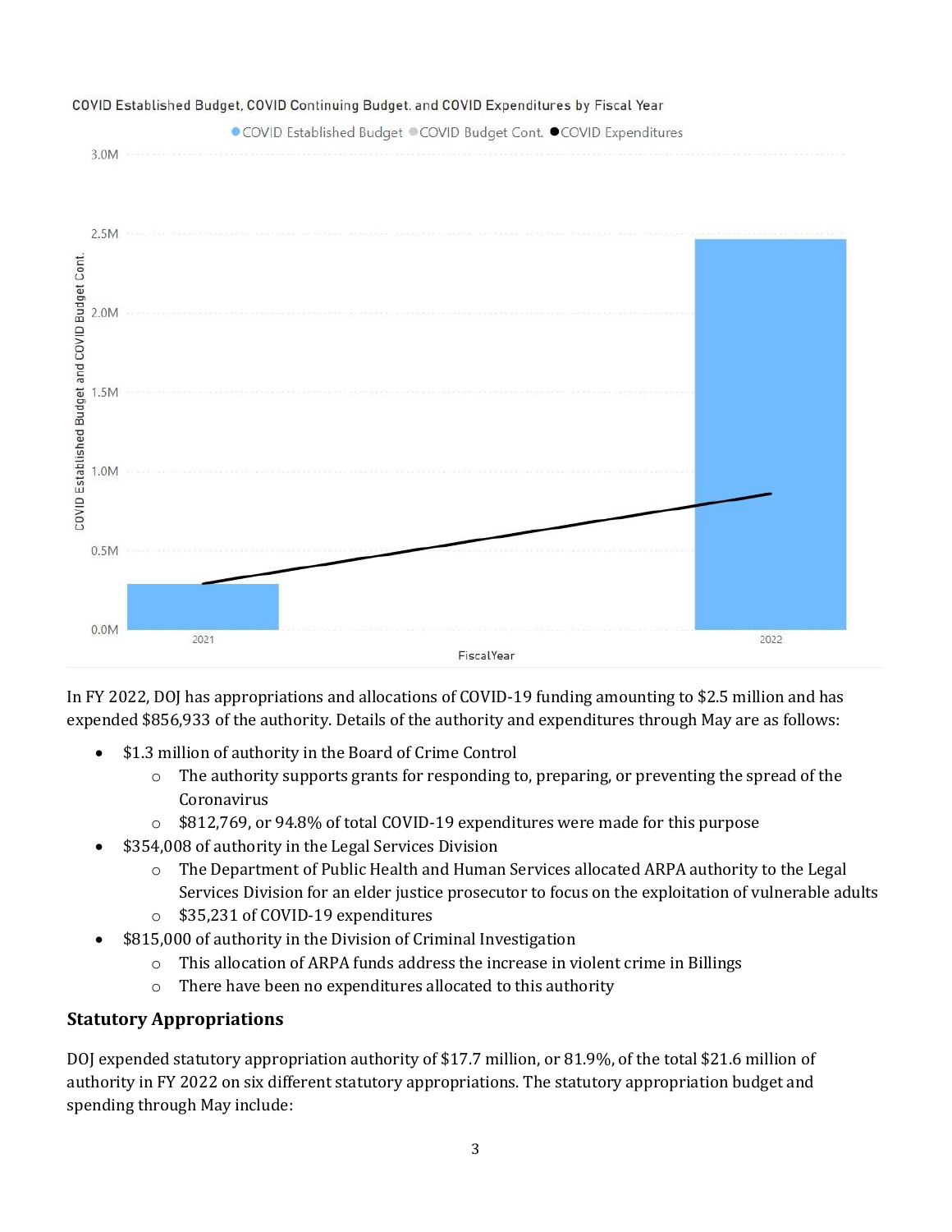COVID Established Budget, COVID Continuing Budget, and COVID Expenditures by Fiscal Year

In FY 2022, DOJ has appropriations and allocations of COVID-19 funding amounting to $2.5 million and has expended $856,933 of the authority. Details of the authority and expenditures through May are as follows:

- $1.3 million of authority in the Board of Crime Control
    - The authority supports grants for responding to, preparing, or preventing the spread of the Coronavirus
    - $812,769, or 94.8% of total COVID-19 expenditures were made for this purpose
- $354,008 of authority in the Legal Services Division
    - The Department of Public Health and Human Services allocated ARPA authority to the Legal Services Division for an elder justice prosecutor to focus on the exploitation of vulnerable adults
    - $35,231 of COVID-19 expenditures
- $815,000 of authority in the Division of Criminal Investigation
    - This allocation of ARPA funds address the increase in violent crime in Billings
    - There have been no expenditures allocated to this authority

## Statutory Appropriations

DOJ expended statutory appropriation authority of $17.7 million, or 81.9%, of the total $21.6 million of authority in FY 2022 on six different statutory appropriations. The statutory appropriation budget and spending through May include: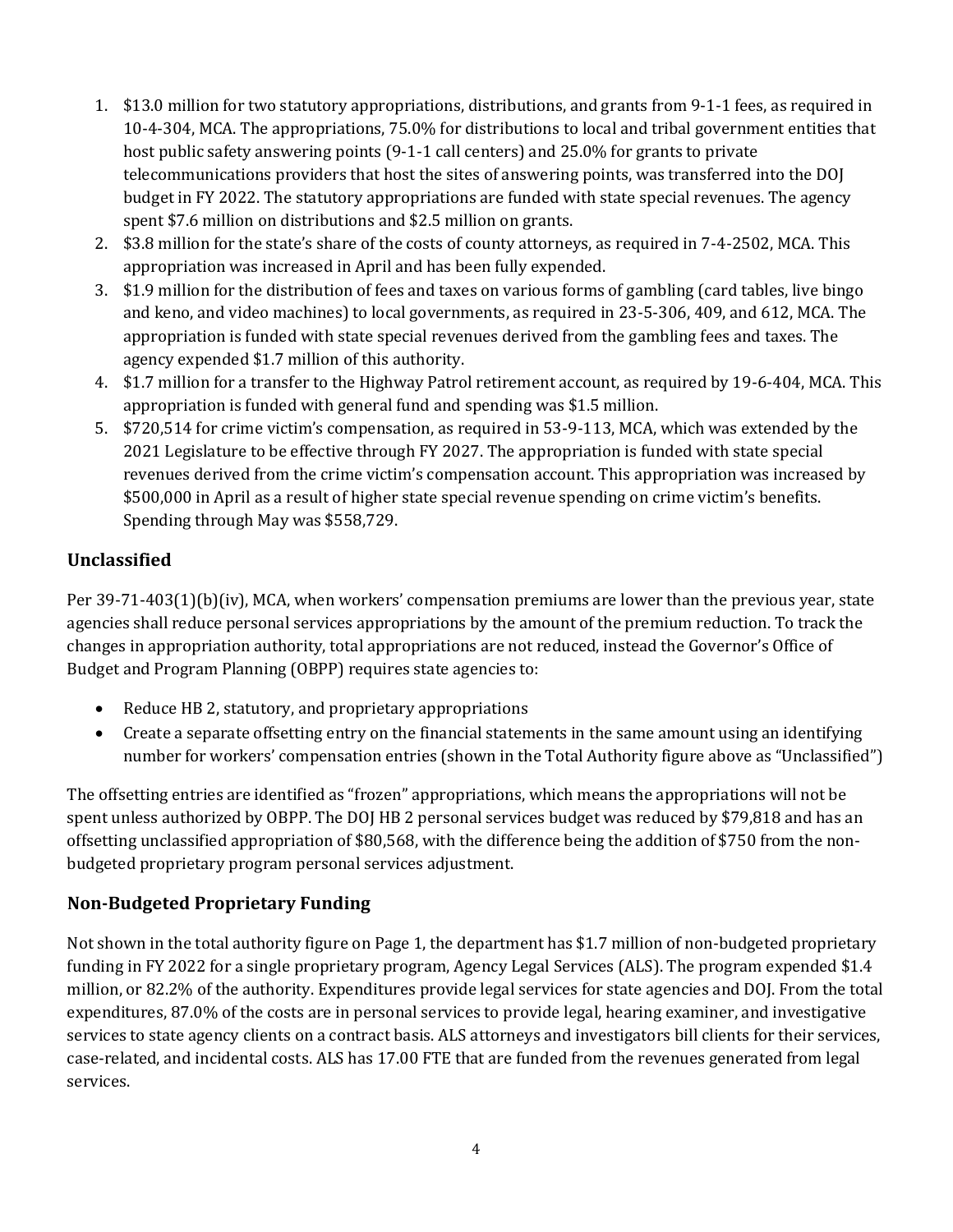1. $13.0 million for two statutory appropriations, distributions, and grants from 9-1-1 fees, as required in 10-4-304, MCA. The appropriations, 75.0% for distributions to local and tribal government entities that host public safety answering points (9-1-1 call centers) and 25.0% for grants to private telecommunications providers that host the sites of answering points, was transferred into the DOJ budget in FY 2022. The statutory appropriations are funded with state special revenues. The agency spent $7.6 million on distributions and $2.5 million on grants.
2. $3.8 million for the state's share of the costs of county attorneys, as required in 7-4-2502, MCA. This appropriation was increased in April and has been fully expended.
3. $1.9 million for the distribution of fees and taxes on various forms of gambling (card tables, live bingo and keno, and video machines) to local governments, as required in 23-5-306, 409, and 612, MCA. The appropriation is funded with state special revenues derived from the gambling fees and taxes. The agency expended $1.7 million of this authority.
4. $1.7 million for a transfer to the Highway Patrol retirement account, as required by 19-6-404, MCA. This appropriation is funded with general fund and spending was $1.5 million.
5. $720,514 for crime victim's compensation, as required in 53-9-113, MCA, which was extended by the 2021 Legislature to be effective through FY 2027. The appropriation is funded with state special revenues derived from the crime victim's compensation account. This appropriation was increased by $500,000 in April as a result of higher state special revenue spending on crime victim's benefits. Spending through May was $558,729.

## Unclassified

Per 39-71-403(1)(b)(iv), MCA, when workers' compensation premiums are lower than the previous year, state agencies shall reduce personal services appropriations by the amount of the premium reduction. To track the changes in appropriation authority, total appropriations are not reduced, instead the Governor's Office of Budget and Program Planning (OBPP) requires state agencies to:

- Reduce HB 2, statutory, and proprietary appropriations
- Create a separate offsetting entry on the financial statements in the same amount using an identifying number for workers' compensation entries (shown in the Total Authority figure above as "Unclassified")

The offsetting entries are identified as "frozen" appropriations, which means the appropriations will not be spent unless authorized by OBPP. The DOJ HB 2 personal services budget was reduced by $79,818 and has an offsetting unclassified appropriation of $80,568, with the difference being the addition of $750 from the non-budgeted proprietary program personal services adjustment.

## Non-Budgeted Proprietary Funding

Not shown in the total authority figure on Page 1, the department has $1.7 million of non-budgeted proprietary funding in FY 2022 for a single proprietary program, Agency Legal Services (ALS). The program expended $1.4 million, or 82.2% of the authority. Expenditures provide legal services for state agencies and DOJ. From the total expenditures, 87.0% of the costs are in personal services to provide legal, hearing examiner, and investigative services to state agency clients on a contract basis. ALS attorneys and investigators bill clients for their services, case-related, and incidental costs. ALS has 17.00 FTE that are funded from the revenues generated from legal services.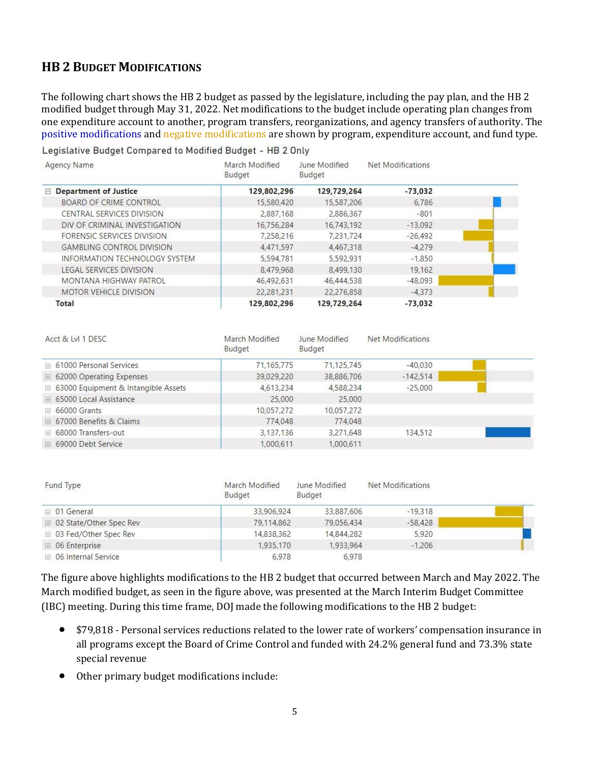## HB 2 Budget Modifications

The following chart shows the HB 2 budget as passed by the legislature, including the pay plan, and the HB 2 modified budget through May 31, 2022. Net modifications to the budget include operating plan changes from one expenditure account to another, program transfers, reorganizations, and agency transfers of authority. The positive modifications and negative modifications are shown by program, expenditure account, and fund type.

Legislative Budget Compared to Modified Budget - HB 2 Only

| Agency Name | March Modified Budget | June Modified Budget | Net Modifications |
|---|---|---|---|
| **Department of Justice** | **129,802,296** | **129,729,264** | **-73,032** |
| BOARD OF CRIME CONTROL | 15,580,420 | 15,587,206 | 6,786 |
| CENTRAL SERVICES DIVISION | 2,887,168 | 2,886,367 | -801 |
| DIV OF CRIMINAL INVESTIGATION | 16,756,284 | 16,743,192 | -13,092 |
| FORENSIC SERVICES DIVISION | 7,258,216 | 7,231,724 | -26,492 |
| GAMBLING CONTROL DIVISION | 4,471,597 | 4,467,318 | -4,279 |
| INFORMATION TECHNOLOGY SYSTEM | 5,594,781 | 5,592,931 | -1,850 |
| LEGAL SERVICES DIVISION | 8,479,968 | 8,499,130 | 19,162 |
| MONTANA HIGHWAY PATROL | 46,492,631 | 46,444,538 | -48,093 |
| MOTOR VEHICLE DIVISION | 22,281,231 | 22,276,858 | -4,373 |
| **Total** | **129,802,296** | **129,729,264** | **-73,032** |

| Acct & Lvl 1 DESC | March Modified Budget | June Modified Budget | Net Modifications |
|---|---|---|---|
| 61000 Personal Services | 71,165,775 | 71,125,745 | -40,030 |
| 62000 Operating Expenses | 39,029,220 | 38,886,706 | -142,514 |
| 63000 Equipment & Intangible Assets | 4,613,234 | 4,588,234 | -25,000 |
| 65000 Local Assistance | 25,000 | 25,000 | |
| 66000 Grants | 10,057,272 | 10,057,272 | |
| 67000 Benefits & Claims | 774,048 | 774,048 | |
| 68000 Transfers-out | 3,137,136 | 3,271,648 | 134,512 |
| 69000 Debt Service | 1,000,611 | 1,000,611 | |

| Fund Type | March Modified Budget | June Modified Budget | Net Modifications |
|---|---|---|---|
| 01 General | 33,906,924 | 33,887,606 | -19,318 |
| 02 State/Other Spec Rev | 79,114,862 | 79,056,434 | -58,428 |
| 03 Fed/Other Spec Rev | 14,838,362 | 14,844,282 | 5,920 |
| 06 Enterprise | 1,935,170 | 1,933,964 | -1,206 |
| 06 Internal Service | 6,978 | 6,978 | |

The figure above highlights modifications to the HB 2 budget that occurred between March and May 2022. The March modified budget, as seen in the figure above, was presented at the March Interim Budget Committee (IBC) meeting. During this time frame, DOJ made the following modifications to the HB 2 budget:

- $79,818 - Personal services reductions related to the lower rate of workers' compensation insurance in all programs except the Board of Crime Control and funded with 24.2% general fund and 73.3% state special revenue
- Other primary budget modifications include: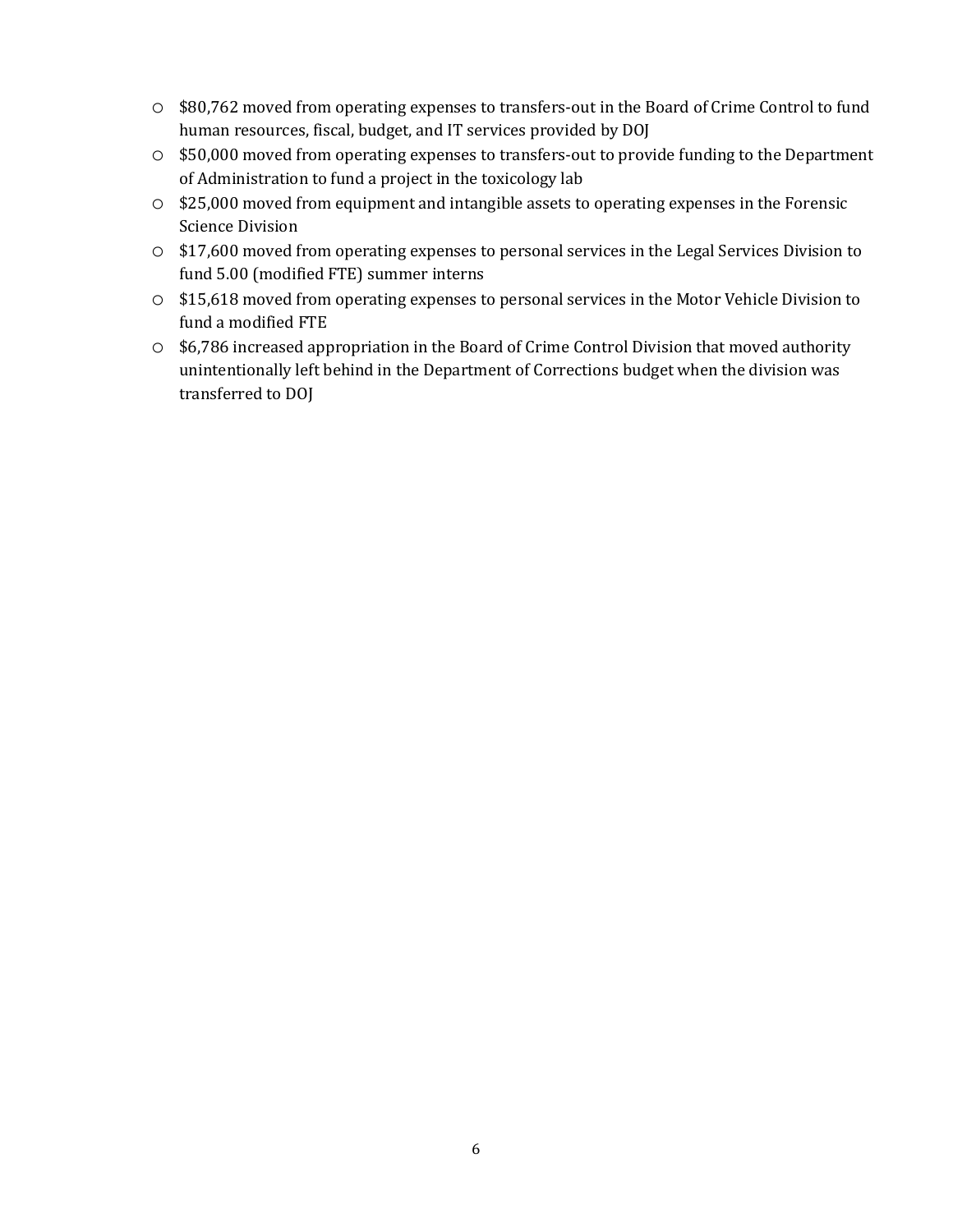- $80,762 moved from operating expenses to transfers-out in the Board of Crime Control to fund human resources, fiscal, budget, and IT services provided by DOJ
- $50,000 moved from operating expenses to transfers-out to provide funding to the Department of Administration to fund a project in the toxicology lab
- $25,000 moved from equipment and intangible assets to operating expenses in the Forensic Science Division
- $17,600 moved from operating expenses to personal services in the Legal Services Division to fund 5.00 (modified FTE) summer interns
- $15,618 moved from operating expenses to personal services in the Motor Vehicle Division to fund a modified FTE
- $6,786 increased appropriation in the Board of Crime Control Division that moved authority unintentionally left behind in the Department of Corrections budget when the division was transferred to DOJ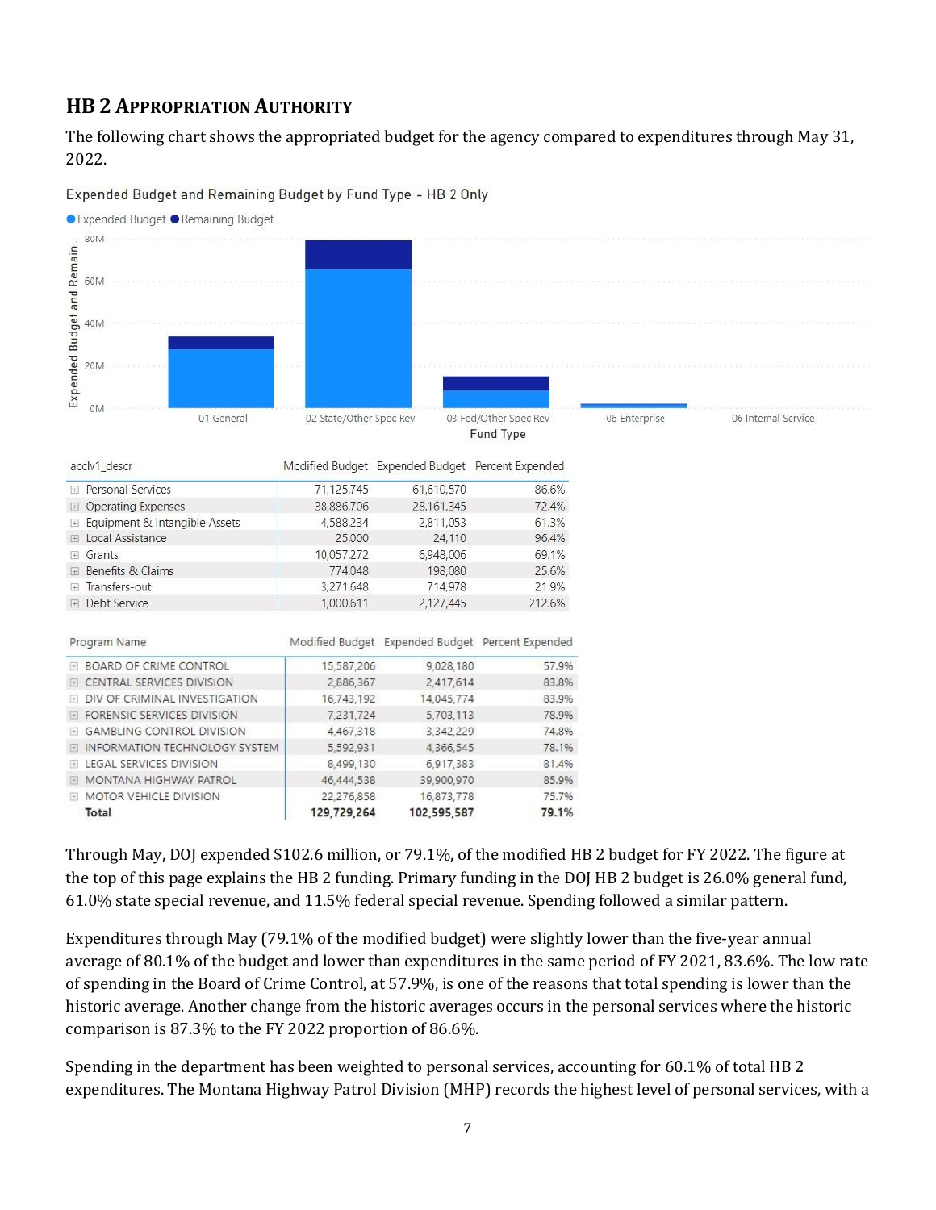## HB 2 Appropriation Authority

The following chart shows the appropriated budget for the agency compared to expenditures through May 31, 2022.

Expended Budget and Remaining Budget by Fund Type - HB 2 Only

| acclv1_descr | Modified Budget | Expended Budget | Percent Expended |
|---|---|---|---|
| Personal Services | 71,125,745 | 61,610,570 | 86.6% |
| Operating Expenses | 38,886,706 | 28,161,345 | 72.4% |
| Equipment & Intangible Assets | 4,588,234 | 2,811,053 | 61.3% |
| Local Assistance | 25,000 | 24,110 | 96.4% |
| Grants | 10,057,272 | 6,948,006 | 69.1% |
| Benefits & Claims | 774,048 | 198,080 | 25.6% |
| Transfers-out | 3,271,648 | 714,978 | 21.9% |
| Debt Service | 1,000,611 | 2,127,445 | 212.6% |

| Program Name | Modified Budget | Expended Budget | Percent Expended |
|---|---|---|---|
| BOARD OF CRIME CONTROL | 15,587,206 | 9,028,180 | 57.9% |
| CENTRAL SERVICES DIVISION | 2,886,367 | 2,417,614 | 83.8% |
| DIV OF CRIMINAL INVESTIGATION | 16,743,192 | 14,045,774 | 83.9% |
| FORENSIC SERVICES DIVISION | 7,231,724 | 5,703,113 | 78.9% |
| GAMBLING CONTROL DIVISION | 4,467,318 | 3,342,229 | 74.8% |
| INFORMATION TECHNOLOGY SYSTEM | 5,592,931 | 4,366,545 | 78.1% |
| LEGAL SERVICES DIVISION | 8,499,130 | 6,917,383 | 81.4% |
| MONTANA HIGHWAY PATROL | 46,444,538 | 39,900,970 | 85.9% |
| MOTOR VEHICLE DIVISION | 22,276,858 | 16,873,778 | 75.7% |
| **Total** | **129,729,264** | **102,595,587** | **79.1%** |

Through May, DOJ expended $102.6 million, or 79.1%, of the modified HB 2 budget for FY 2022. The figure at the top of this page explains the HB 2 funding. Primary funding in the DOJ HB 2 budget is 26.0% general fund, 61.0% state special revenue, and 11.5% federal special revenue. Spending followed a similar pattern.

Expenditures through May (79.1% of the modified budget) were slightly lower than the five-year annual average of 80.1% of the budget and lower than expenditures in the same period of FY 2021, 83.6%. The low rate of spending in the Board of Crime Control, at 57.9%, is one of the reasons that total spending is lower than the historic average. Another change from the historic averages occurs in the personal services where the historic comparison is 87.3% to the FY 2022 proportion of 86.6%.

Spending in the department has been weighted to personal services, accounting for 60.1% of total HB 2 expenditures. The Montana Highway Patrol Division (MHP) records the highest level of personal services, with a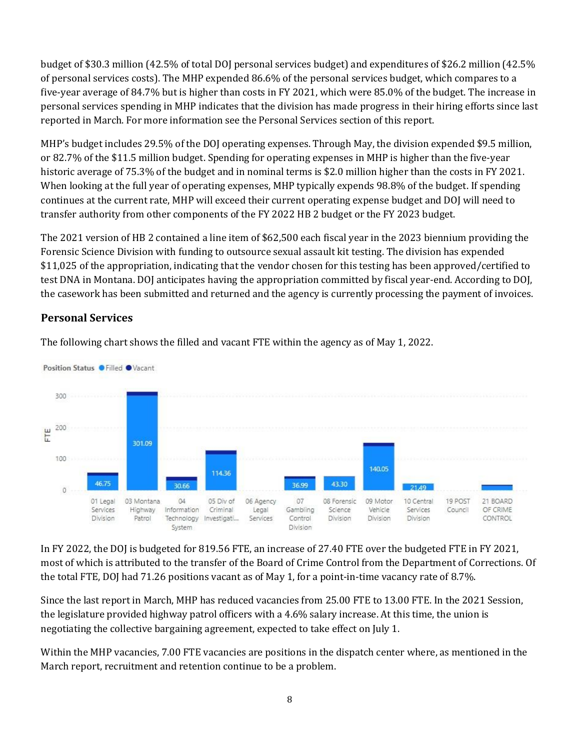budget of $30.3 million (42.5% of total DOJ personal services budget) and expenditures of $26.2 million (42.5% of personal services costs). The MHP expended 86.6% of the personal services budget, which compares to a five-year average of 84.7% but is higher than costs in FY 2021, which were 85.0% of the budget. The increase in personal services spending in MHP indicates that the division has made progress in their hiring efforts since last reported in March. For more information see the Personal Services section of this report.

MHP's budget includes 29.5% of the DOJ operating expenses. Through May, the division expended $9.5 million, or 82.7% of the $11.5 million budget. Spending for operating expenses in MHP is higher than the five-year historic average of 75.3% of the budget and in nominal terms is $2.0 million higher than the costs in FY 2021. When looking at the full year of operating expenses, MHP typically expends 98.8% of the budget. If spending continues at the current rate, MHP will exceed their current operating expense budget and DOJ will need to transfer authority from other components of the FY 2022 HB 2 budget or the FY 2023 budget.

The 2021 version of HB 2 contained a line item of $62,500 each fiscal year in the 2023 biennium providing the Forensic Science Division with funding to outsource sexual assault kit testing. The division has expended $11,025 of the appropriation, indicating that the vendor chosen for this testing has been approved/certified to test DNA in Montana. DOJ anticipates having the appropriation committed by fiscal year-end. According to DOJ, the casework has been submitted and returned and the agency is currently processing the payment of invoices.

## Personal Services

The following chart shows the filled and vacant FTE within the agency as of May 1, 2022.

Position Status ● Filled ● Vacant

| Division | Filled FTE |
|---|---|
| 01 Legal Services Division | 46.75 |
| 03 Montana Highway Patrol | 301.09 |
| 04 Information Technology System | 30.66 |
| 05 Div of Criminal Investigati... | 114.36 |
| 06 Agency Legal Services | |
| 07 Gambling Control Division | 36.99 |
| 08 Forensic Science Division | 43.30 |
| 09 Motor Vehicle Division | 140.05 |
| 10 Central Services Division | 21.49 |
| 19 POST Council | |
| 21 BOARD OF CRIME CONTROL | |

In FY 2022, the DOJ is budgeted for 819.56 FTE, an increase of 27.40 FTE over the budgeted FTE in FY 2021, most of which is attributed to the transfer of the Board of Crime Control from the Department of Corrections. Of the total FTE, DOJ had 71.26 positions vacant as of May 1, for a point-in-time vacancy rate of 8.7%.

Since the last report in March, MHP has reduced vacancies from 25.00 FTE to 13.00 FTE. In the 2021 Session, the legislature provided highway patrol officers with a 4.6% salary increase. At this time, the union is negotiating the collective bargaining agreement, expected to take effect on July 1.

Within the MHP vacancies, 7.00 FTE vacancies are positions in the dispatch center where, as mentioned in the March report, recruitment and retention continue to be a problem.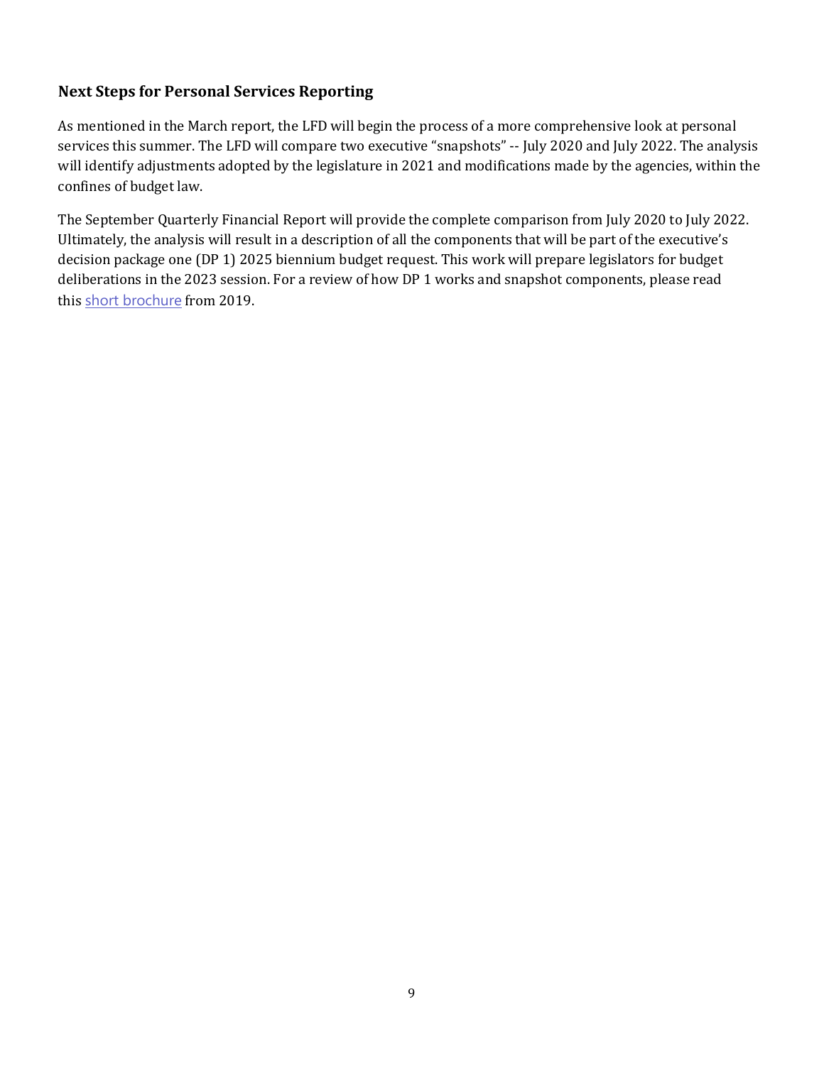### Next Steps for Personal Services Reporting

As mentioned in the March report, the LFD will begin the process of a more comprehensive look at personal services this summer. The LFD will compare two executive "snapshots" -- July 2020 and July 2022. The analysis will identify adjustments adopted by the legislature in 2021 and modifications made by the agencies, within the confines of budget law.

The September Quarterly Financial Report will provide the complete comparison from July 2020 to July 2022. Ultimately, the analysis will result in a description of all the components that will be part of the executive's decision package one (DP 1) 2025 biennium budget request. This work will prepare legislators for budget deliberations in the 2023 session. For a review of how DP 1 works and snapshot components, please read this short brochure from 2019.